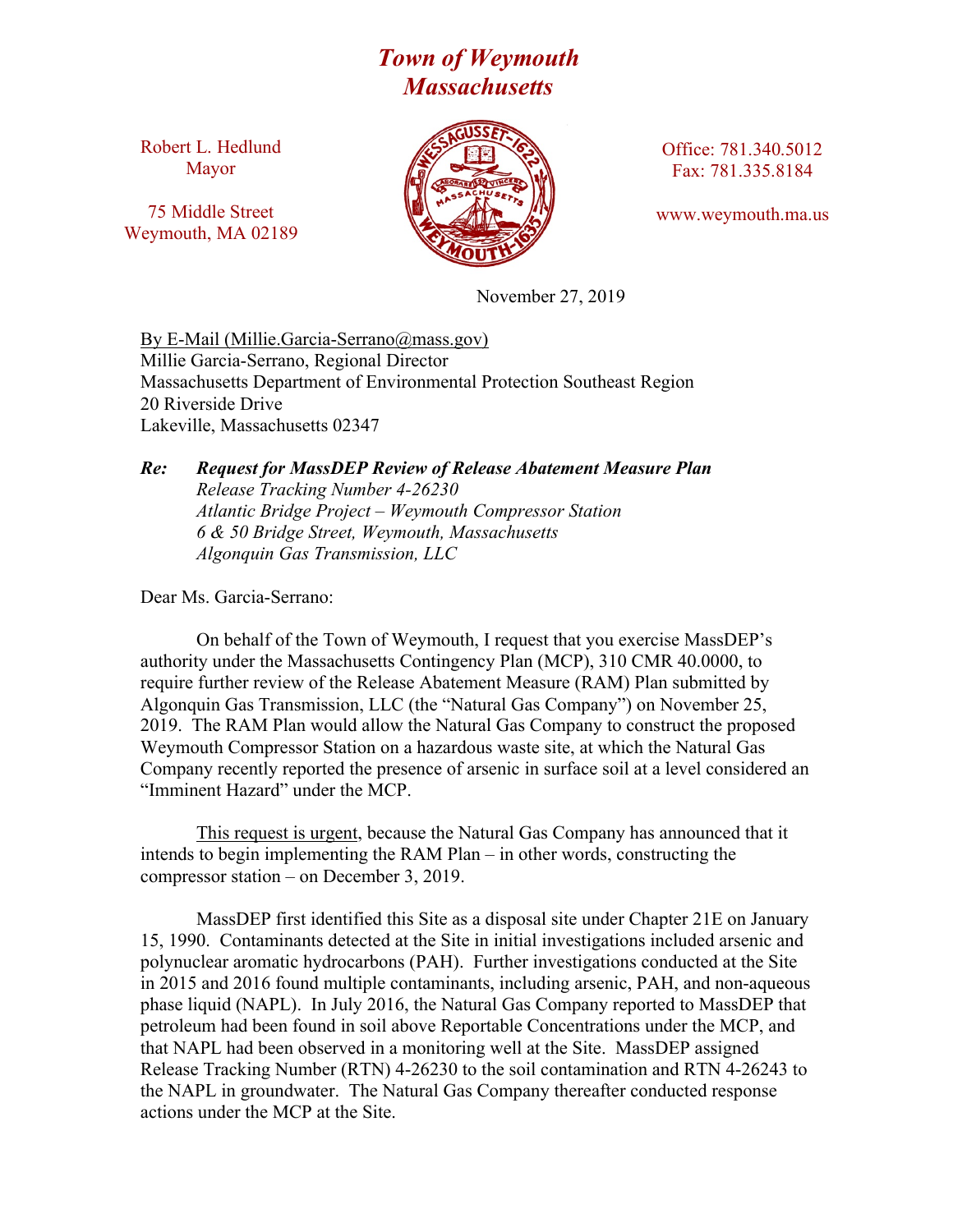# *Town of Weymouth Massachusetts*

Robert L. Hedlund
Mayor

75 Middle Street
Weymouth, MA 02189

Office: 781.340.5012
Fax: 781.335.8184

www.weymouth.ma.us

November 27, 2019

By E-Mail (Millie.Garcia-Serrano@mass.gov)
Millie Garcia-Serrano, Regional Director
Massachusetts Department of Environmental Protection Southeast Region
20 Riverside Drive
Lakeville, Massachusetts 02347

***Re: Request for MassDEP Review of Release Abatement Measure Plan***
*Release Tracking Number 4-26230*
*Atlantic Bridge Project – Weymouth Compressor Station*
*6 & 50 Bridge Street, Weymouth, Massachusetts*
*Algonquin Gas Transmission, LLC*

Dear Ms. Garcia-Serrano:

On behalf of the Town of Weymouth, I request that you exercise MassDEP's authority under the Massachusetts Contingency Plan (MCP), 310 CMR 40.0000, to require further review of the Release Abatement Measure (RAM) Plan submitted by Algonquin Gas Transmission, LLC (the "Natural Gas Company") on November 25, 2019. The RAM Plan would allow the Natural Gas Company to construct the proposed Weymouth Compressor Station on a hazardous waste site, at which the Natural Gas Company recently reported the presence of arsenic in surface soil at a level considered an "Imminent Hazard" under the MCP.

This request is urgent, because the Natural Gas Company has announced that it intends to begin implementing the RAM Plan – in other words, constructing the compressor station – on December 3, 2019.

MassDEP first identified this Site as a disposal site under Chapter 21E on January 15, 1990. Contaminants detected at the Site in initial investigations included arsenic and polynuclear aromatic hydrocarbons (PAH). Further investigations conducted at the Site in 2015 and 2016 found multiple contaminants, including arsenic, PAH, and non-aqueous phase liquid (NAPL). In July 2016, the Natural Gas Company reported to MassDEP that petroleum had been found in soil above Reportable Concentrations under the MCP, and that NAPL had been observed in a monitoring well at the Site. MassDEP assigned Release Tracking Number (RTN) 4-26230 to the soil contamination and RTN 4-26243 to the NAPL in groundwater. The Natural Gas Company thereafter conducted response actions under the MCP at the Site.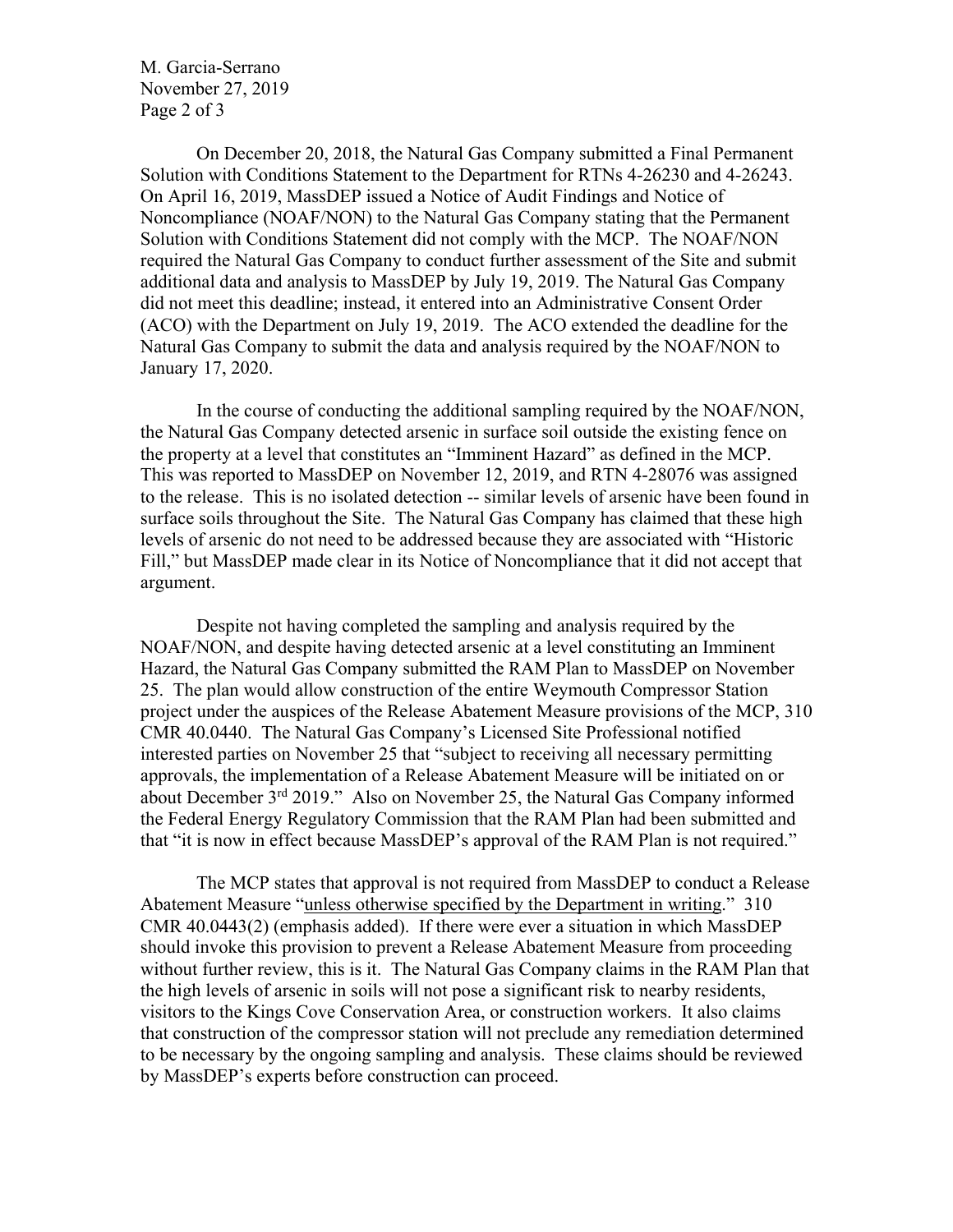On December 20, 2018, the Natural Gas Company submitted a Final Permanent Solution with Conditions Statement to the Department for RTNs 4-26230 and 4-26243. On April 16, 2019, MassDEP issued a Notice of Audit Findings and Notice of Noncompliance (NOAF/NON) to the Natural Gas Company stating that the Permanent Solution with Conditions Statement did not comply with the MCP. The NOAF/NON required the Natural Gas Company to conduct further assessment of the Site and submit additional data and analysis to MassDEP by July 19, 2019. The Natural Gas Company did not meet this deadline; instead, it entered into an Administrative Consent Order (ACO) with the Department on July 19, 2019. The ACO extended the deadline for the Natural Gas Company to submit the data and analysis required by the NOAF/NON to January 17, 2020.

In the course of conducting the additional sampling required by the NOAF/NON, the Natural Gas Company detected arsenic in surface soil outside the existing fence on the property at a level that constitutes an "Imminent Hazard" as defined in the MCP. This was reported to MassDEP on November 12, 2019, and RTN 4-28076 was assigned to the release. This is no isolated detection -- similar levels of arsenic have been found in surface soils throughout the Site. The Natural Gas Company has claimed that these high levels of arsenic do not need to be addressed because they are associated with "Historic Fill," but MassDEP made clear in its Notice of Noncompliance that it did not accept that argument.

Despite not having completed the sampling and analysis required by the NOAF/NON, and despite having detected arsenic at a level constituting an Imminent Hazard, the Natural Gas Company submitted the RAM Plan to MassDEP on November 25. The plan would allow construction of the entire Weymouth Compressor Station project under the auspices of the Release Abatement Measure provisions of the MCP, 310 CMR 40.0440. The Natural Gas Company's Licensed Site Professional notified interested parties on November 25 that "subject to receiving all necessary permitting approvals, the implementation of a Release Abatement Measure will be initiated on or about December 3rd 2019." Also on November 25, the Natural Gas Company informed the Federal Energy Regulatory Commission that the RAM Plan had been submitted and that "it is now in effect because MassDEP's approval of the RAM Plan is not required."

The MCP states that approval is not required from MassDEP to conduct a Release Abatement Measure "<u>unless otherwise specified by the Department in writing</u>." 310 CMR 40.0443(2) (emphasis added). If there were ever a situation in which MassDEP should invoke this provision to prevent a Release Abatement Measure from proceeding without further review, this is it. The Natural Gas Company claims in the RAM Plan that the high levels of arsenic in soils will not pose a significant risk to nearby residents, visitors to the Kings Cove Conservation Area, or construction workers. It also claims that construction of the compressor station will not preclude any remediation determined to be necessary by the ongoing sampling and analysis. These claims should be reviewed by MassDEP's experts before construction can proceed.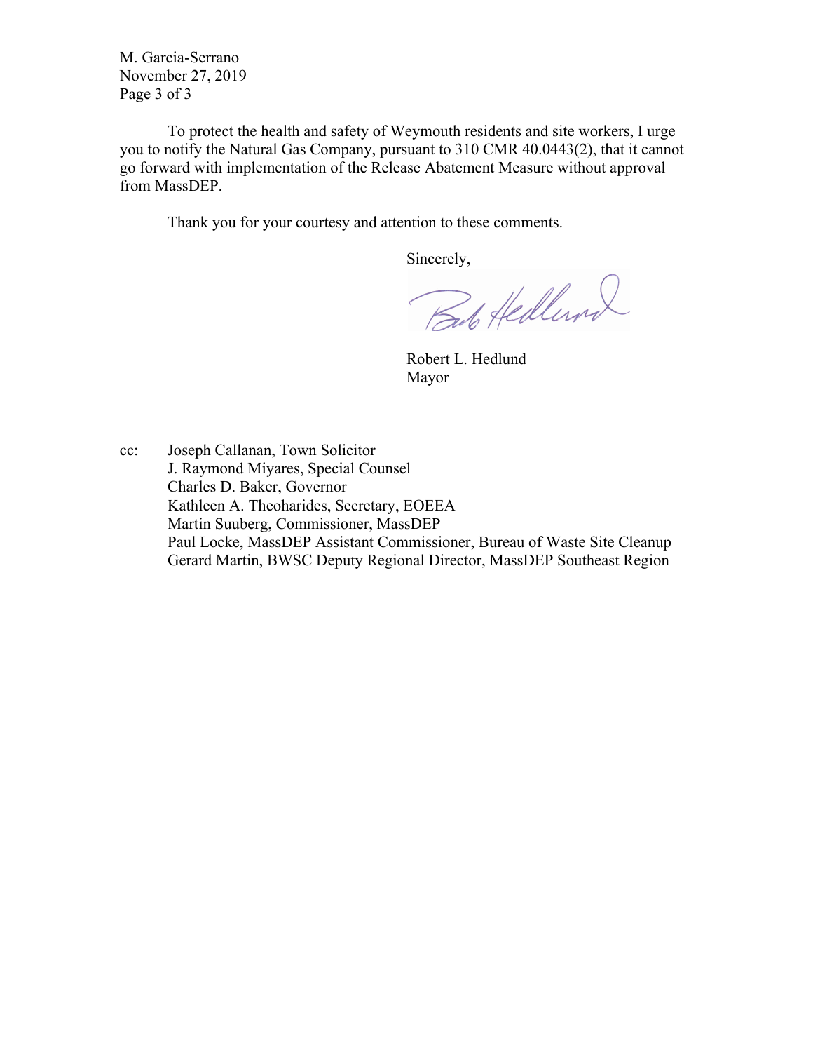To protect the health and safety of Weymouth residents and site workers, I urge you to notify the Natural Gas Company, pursuant to 310 CMR 40.0443(2), that it cannot go forward with implementation of the Release Abatement Measure without approval from MassDEP.

Thank you for your courtesy and attention to these comments.

Sincerely,

Robert L. Hedlund
Mayor

cc: Joseph Callanan, Town Solicitor
J. Raymond Miyares, Special Counsel
Charles D. Baker, Governor
Kathleen A. Theoharides, Secretary, EOEEA
Martin Suuberg, Commissioner, MassDEP
Paul Locke, MassDEP Assistant Commissioner, Bureau of Waste Site Cleanup
Gerard Martin, BWSC Deputy Regional Director, MassDEP Southeast Region